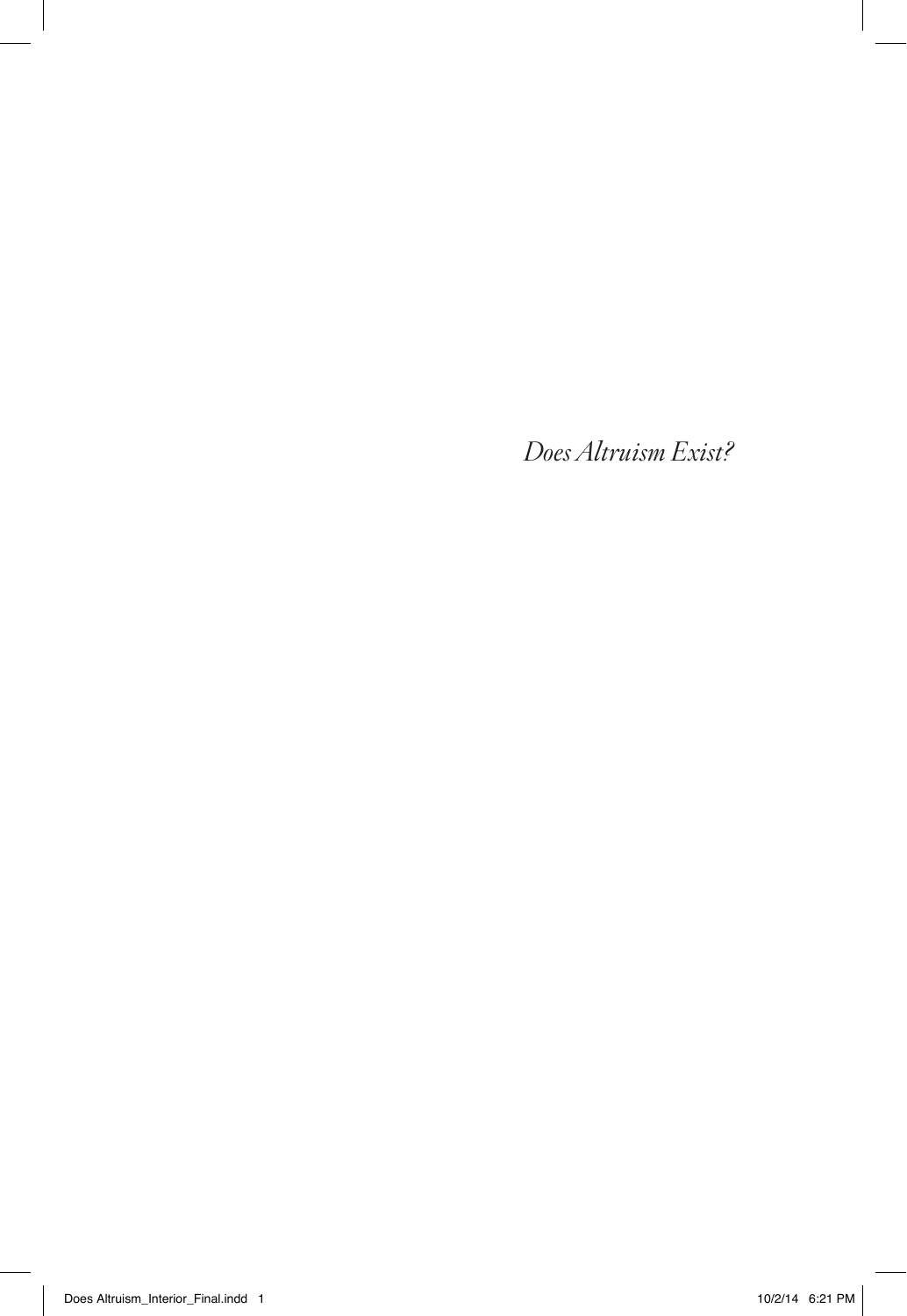*Does Altruism Exist?*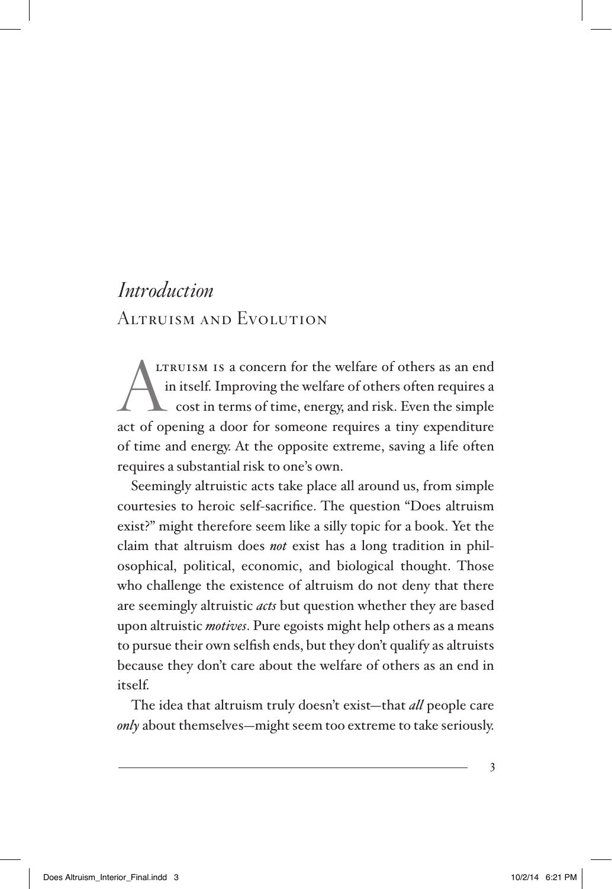# *Introduction*
## Altruism and Evolution

Altruism is a concern for the welfare of others as an end in itself. Improving the welfare of others often requires a cost in terms of time, energy, and risk. Even the simple act of opening a door for someone requires a tiny expenditure of time and energy. At the opposite extreme, saving a life often requires a substantial risk to one's own.

Seemingly altruistic acts take place all around us, from simple courtesies to heroic self-sacrifice. The question "Does altruism exist?" might therefore seem like a silly topic for a book. Yet the claim that altruism does *not* exist has a long tradition in philosophical, political, economic, and biological thought. Those who challenge the existence of altruism do not deny that there are seemingly altruistic *acts* but question whether they are based upon altruistic *motives*. Pure egoists might help others as a means to pursue their own selfish ends, but they don't qualify as altruists because they don't care about the welfare of others as an end in itself.

The idea that altruism truly doesn't exist—that *all* people care *only* about themselves—might seem too extreme to take seriously.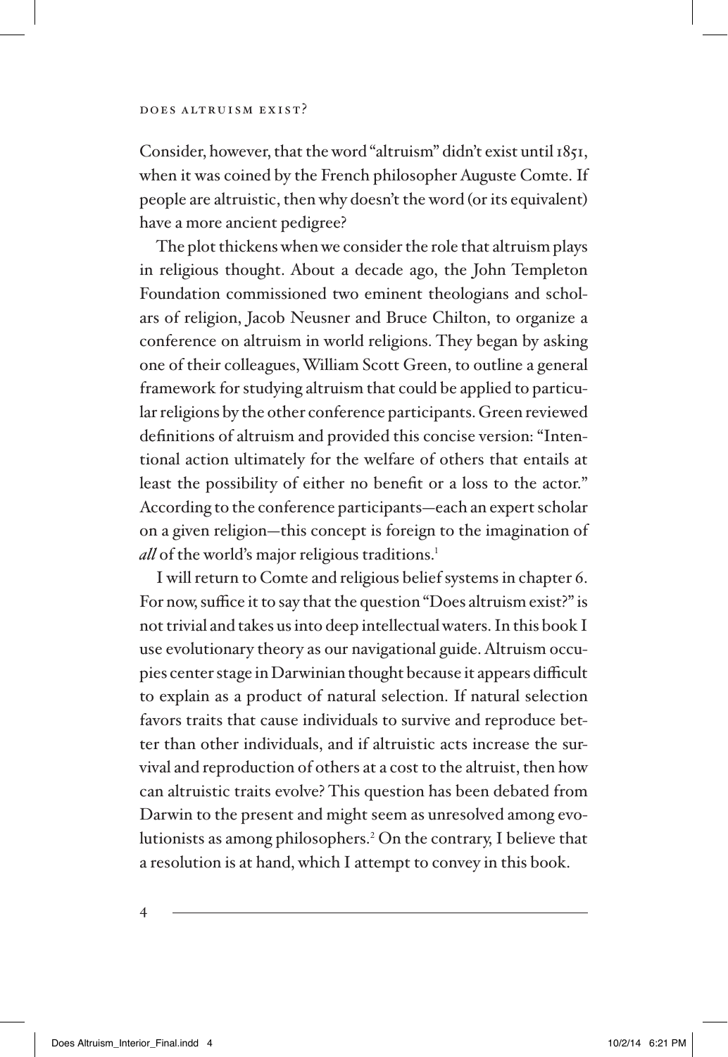Consider, however, that the word "altruism" didn't exist until 1851, when it was coined by the French philosopher Auguste Comte. If people are altruistic, then why doesn't the word (or its equivalent) have a more ancient pedigree?

The plot thickens when we consider the role that altruism plays in religious thought. About a decade ago, the John Templeton Foundation commissioned two eminent theologians and scholars of religion, Jacob Neusner and Bruce Chilton, to organize a conference on altruism in world religions. They began by asking one of their colleagues, William Scott Green, to outline a general framework for studying altruism that could be applied to particular religions by the other conference participants. Green reviewed definitions of altruism and provided this concise version: "Intentional action ultimately for the welfare of others that entails at least the possibility of either no benefit or a loss to the actor." According to the conference participants—each an expert scholar on a given religion—this concept is foreign to the imagination of *all* of the world's major religious traditions.[1]

I will return to Comte and religious belief systems in chapter 6. For now, suffice it to say that the question "Does altruism exist?" is not trivial and takes us into deep intellectual waters. In this book I use evolutionary theory as our navigational guide. Altruism occupies center stage in Darwinian thought because it appears difficult to explain as a product of natural selection. If natural selection favors traits that cause individuals to survive and reproduce better than other individuals, and if altruistic acts increase the survival and reproduction of others at a cost to the altruist, then how can altruistic traits evolve? This question has been debated from Darwin to the present and might seem as unresolved among evolutionists as among philosophers.[2] On the contrary, I believe that a resolution is at hand, which I attempt to convey in this book.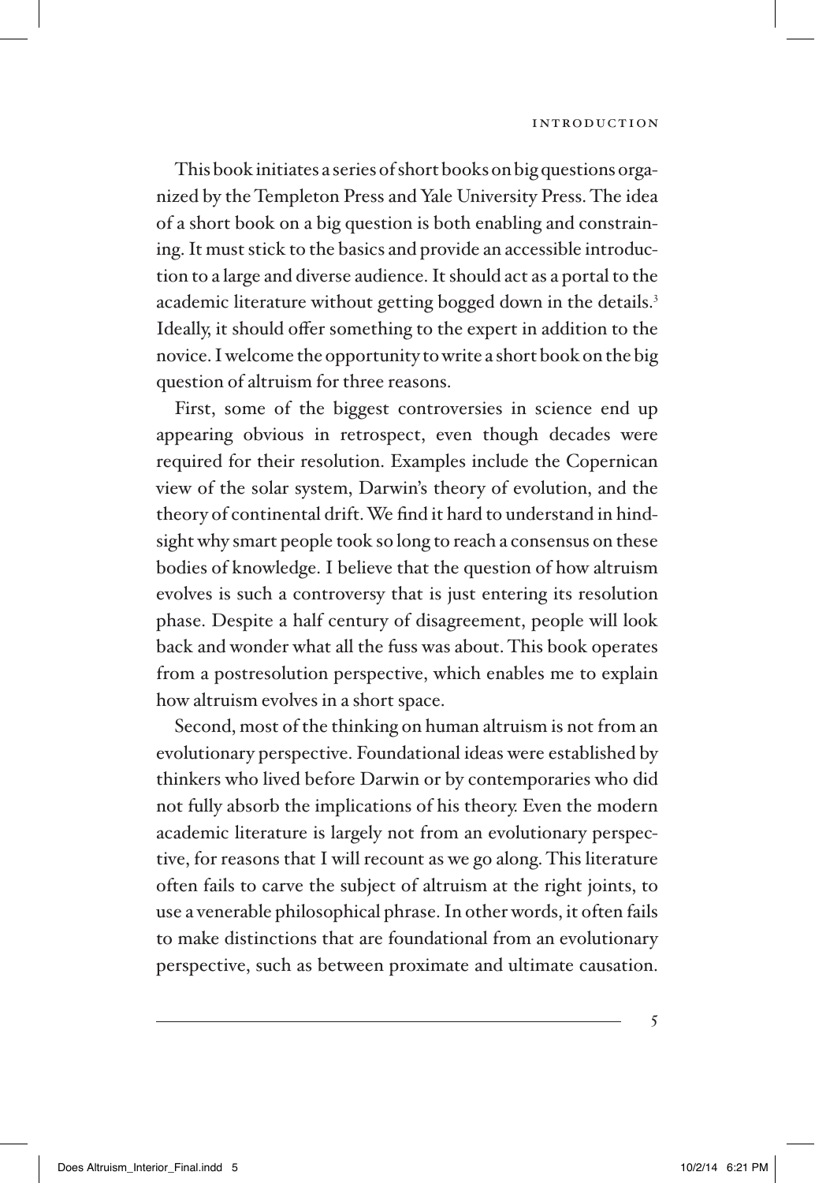This book initiates a series of short books on big questions organized by the Templeton Press and Yale University Press. The idea of a short book on a big question is both enabling and constraining. It must stick to the basics and provide an accessible introduction to a large and diverse audience. It should act as a portal to the academic literature without getting bogged down in the details.[3] Ideally, it should offer something to the expert in addition to the novice. I welcome the opportunity to write a short book on the big question of altruism for three reasons.

First, some of the biggest controversies in science end up appearing obvious in retrospect, even though decades were required for their resolution. Examples include the Copernican view of the solar system, Darwin's theory of evolution, and the theory of continental drift. We find it hard to understand in hindsight why smart people took so long to reach a consensus on these bodies of knowledge. I believe that the question of how altruism evolves is such a controversy that is just entering its resolution phase. Despite a half century of disagreement, people will look back and wonder what all the fuss was about. This book operates from a postresolution perspective, which enables me to explain how altruism evolves in a short space.

Second, most of the thinking on human altruism is not from an evolutionary perspective. Foundational ideas were established by thinkers who lived before Darwin or by contemporaries who did not fully absorb the implications of his theory. Even the modern academic literature is largely not from an evolutionary perspective, for reasons that I will recount as we go along. This literature often fails to carve the subject of altruism at the right joints, to use a venerable philosophical phrase. In other words, it often fails to make distinctions that are foundational from an evolutionary perspective, such as between proximate and ultimate causation.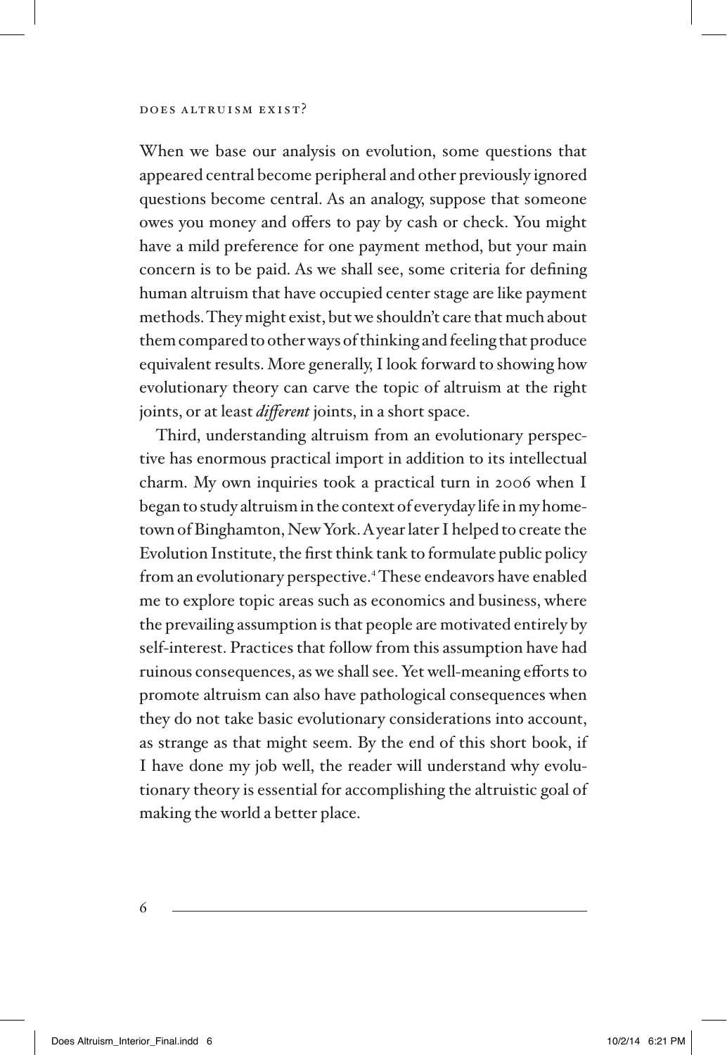When we base our analysis on evolution, some questions that appeared central become peripheral and other previously ignored questions become central. As an analogy, suppose that someone owes you money and offers to pay by cash or check. You might have a mild preference for one payment method, but your main concern is to be paid. As we shall see, some criteria for defining human altruism that have occupied center stage are like payment methods. They might exist, but we shouldn't care that much about them compared to other ways of thinking and feeling that produce equivalent results. More generally, I look forward to showing how evolutionary theory can carve the topic of altruism at the right joints, or at least *different* joints, in a short space.

Third, understanding altruism from an evolutionary perspective has enormous practical import in addition to its intellectual charm. My own inquiries took a practical turn in 2006 when I began to study altruism in the context of everyday life in my hometown of Binghamton, New York. A year later I helped to create the Evolution Institute, the first think tank to formulate public policy from an evolutionary perspective.[4] These endeavors have enabled me to explore topic areas such as economics and business, where the prevailing assumption is that people are motivated entirely by self-interest. Practices that follow from this assumption have had ruinous consequences, as we shall see. Yet well-meaning efforts to promote altruism can also have pathological consequences when they do not take basic evolutionary considerations into account, as strange as that might seem. By the end of this short book, if I have done my job well, the reader will understand why evolutionary theory is essential for accomplishing the altruistic goal of making the world a better place.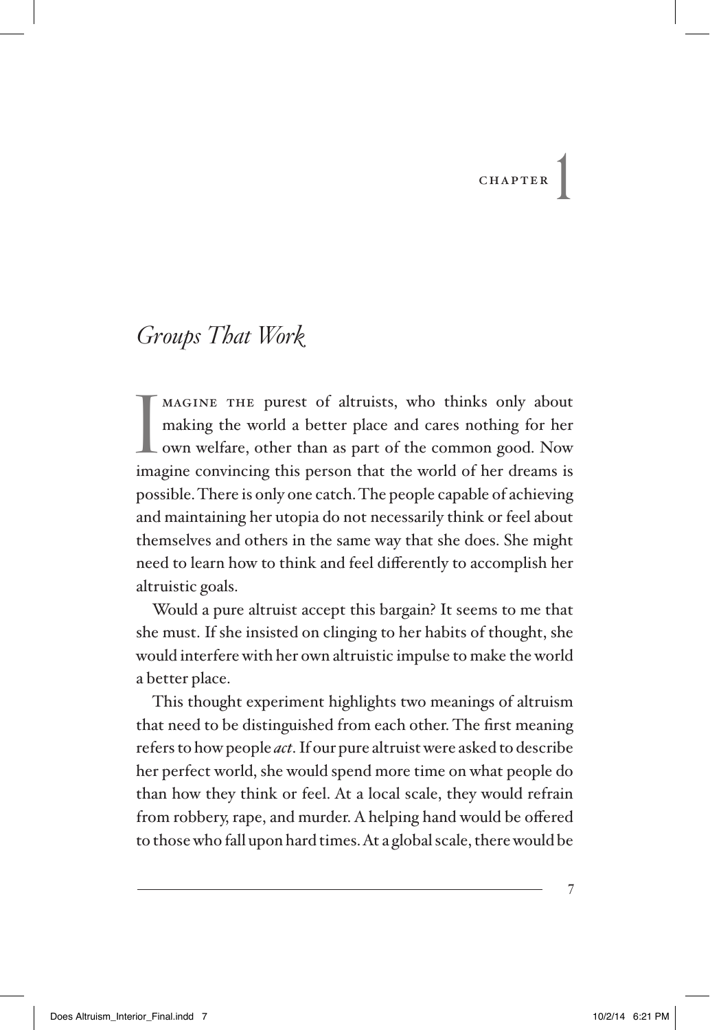# Chapter 1

## *Groups That Work*

Imagine the purest of altruists, who thinks only about making the world a better place and cares nothing for her own welfare, other than as part of the common good. Now imagine convincing this person that the world of her dreams is possible. There is only one catch. The people capable of achieving and maintaining her utopia do not necessarily think or feel about themselves and others in the same way that she does. She might need to learn how to think and feel differently to accomplish her altruistic goals.

Would a pure altruist accept this bargain? It seems to me that she must. If she insisted on clinging to her habits of thought, she would interfere with her own altruistic impulse to make the world a better place.

This thought experiment highlights two meanings of altruism that need to be distinguished from each other. The first meaning refers to how people *act*. If our pure altruist were asked to describe her perfect world, she would spend more time on what people do than how they think or feel. At a local scale, they would refrain from robbery, rape, and murder. A helping hand would be offered to those who fall upon hard times. At a global scale, there would be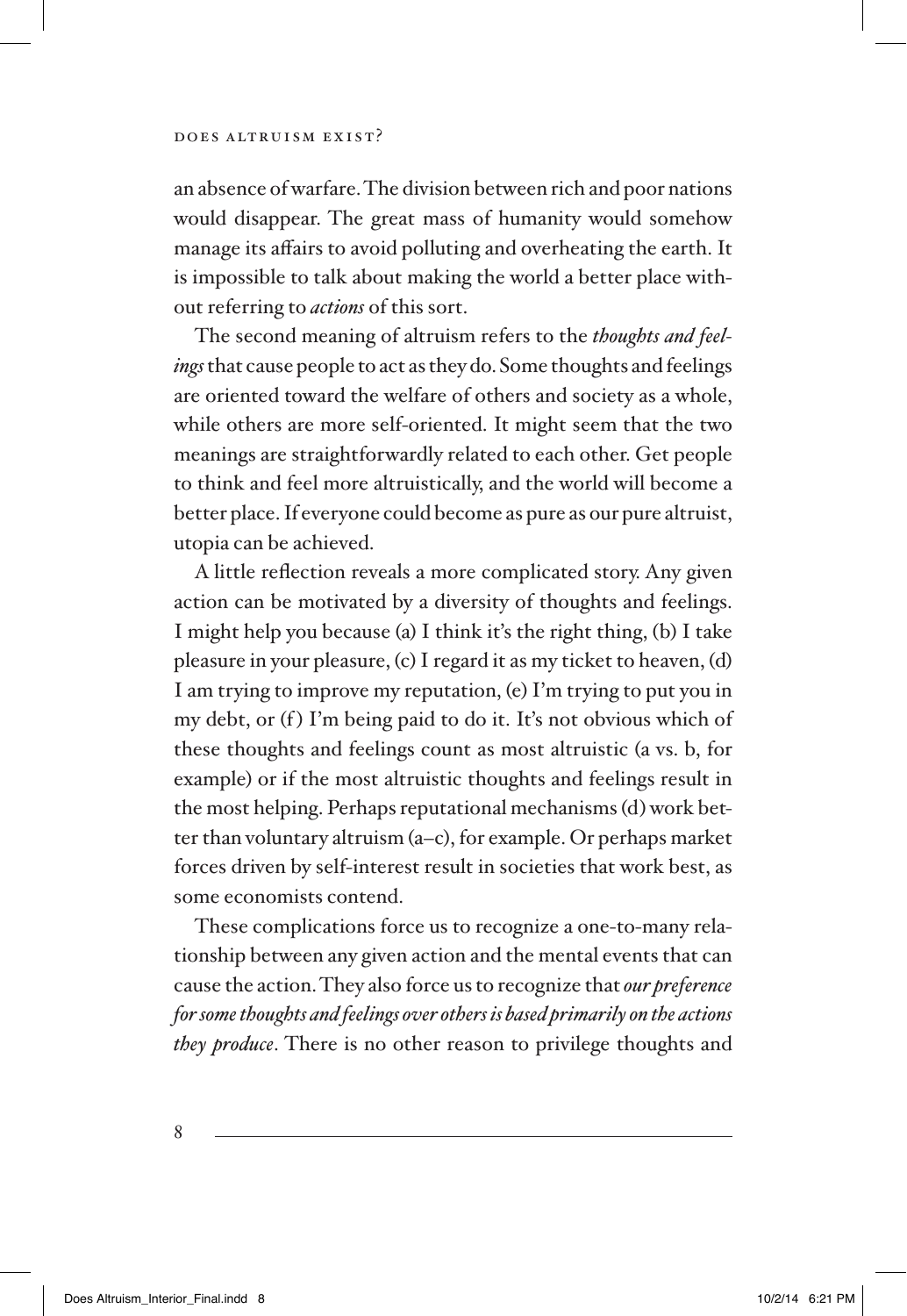an absence of warfare. The division between rich and poor nations would disappear. The great mass of humanity would somehow manage its affairs to avoid polluting and overheating the earth. It is impossible to talk about making the world a better place without referring to *actions* of this sort.

The second meaning of altruism refers to the *thoughts and feelings* that cause people to act as they do. Some thoughts and feelings are oriented toward the welfare of others and society as a whole, while others are more self-oriented. It might seem that the two meanings are straightforwardly related to each other. Get people to think and feel more altruistically, and the world will become a better place. If everyone could become as pure as our pure altruist, utopia can be achieved.

A little reflection reveals a more complicated story. Any given action can be motivated by a diversity of thoughts and feelings. I might help you because (a) I think it's the right thing, (b) I take pleasure in your pleasure, (c) I regard it as my ticket to heaven, (d) I am trying to improve my reputation, (e) I'm trying to put you in my debt, or (f) I'm being paid to do it. It's not obvious which of these thoughts and feelings count as most altruistic (a vs. b, for example) or if the most altruistic thoughts and feelings result in the most helping. Perhaps reputational mechanisms (d) work better than voluntary altruism (a–c), for example. Or perhaps market forces driven by self-interest result in societies that work best, as some economists contend.

These complications force us to recognize a one-to-many relationship between any given action and the mental events that can cause the action. They also force us to recognize that *our preference for some thoughts and feelings over others is based primarily on the actions they produce*. There is no other reason to privilege thoughts and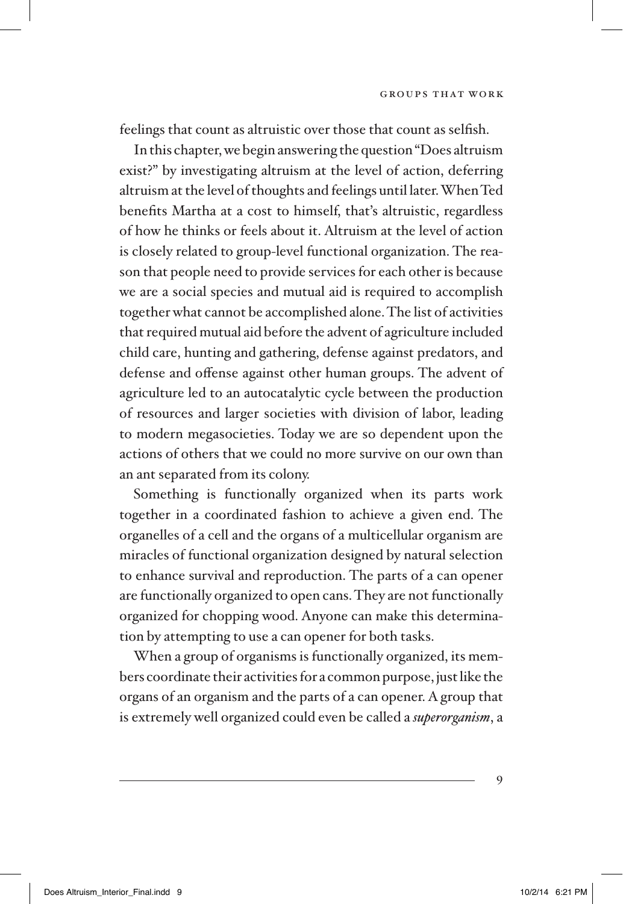feelings that count as altruistic over those that count as selfish.

In this chapter, we begin answering the question "Does altruism exist?" by investigating altruism at the level of action, deferring altruism at the level of thoughts and feelings until later. When Ted benefits Martha at a cost to himself, that's altruistic, regardless of how he thinks or feels about it. Altruism at the level of action is closely related to group-level functional organization. The reason that people need to provide services for each other is because we are a social species and mutual aid is required to accomplish together what cannot be accomplished alone. The list of activities that required mutual aid before the advent of agriculture included child care, hunting and gathering, defense against predators, and defense and offense against other human groups. The advent of agriculture led to an autocatalytic cycle between the production of resources and larger societies with division of labor, leading to modern megasocieties. Today we are so dependent upon the actions of others that we could no more survive on our own than an ant separated from its colony.

Something is functionally organized when its parts work together in a coordinated fashion to achieve a given end. The organelles of a cell and the organs of a multicellular organism are miracles of functional organization designed by natural selection to enhance survival and reproduction. The parts of a can opener are functionally organized to open cans. They are not functionally organized for chopping wood. Anyone can make this determination by attempting to use a can opener for both tasks.

When a group of organisms is functionally organized, its members coordinate their activities for a common purpose, just like the organs of an organism and the parts of a can opener. A group that is extremely well organized could even be called a *superorganism*, a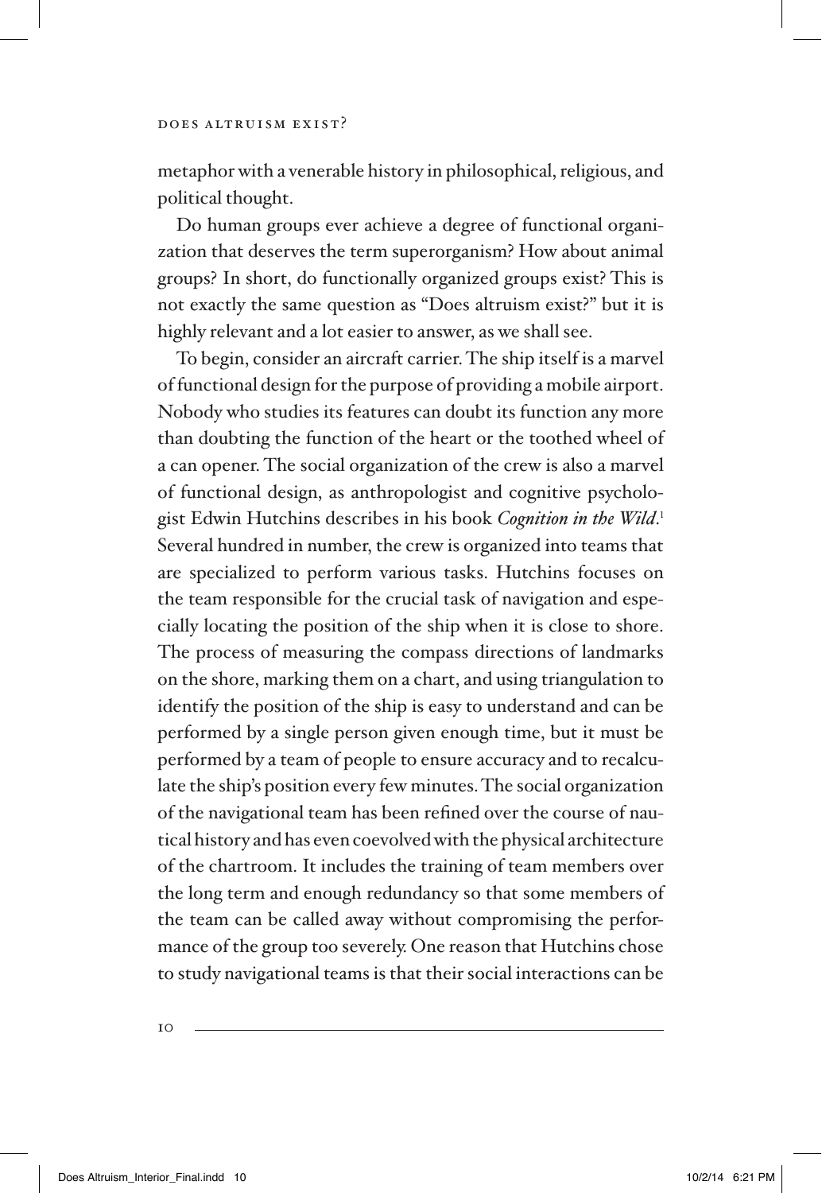metaphor with a venerable history in philosophical, religious, and political thought.

Do human groups ever achieve a degree of functional organization that deserves the term superorganism? How about animal groups? In short, do functionally organized groups exist? This is not exactly the same question as "Does altruism exist?" but it is highly relevant and a lot easier to answer, as we shall see.

To begin, consider an aircraft carrier. The ship itself is a marvel of functional design for the purpose of providing a mobile airport. Nobody who studies its features can doubt its function any more than doubting the function of the heart or the toothed wheel of a can opener. The social organization of the crew is also a marvel of functional design, as anthropologist and cognitive psychologist Edwin Hutchins describes in his book *Cognition in the Wild*.[1] Several hundred in number, the crew is organized into teams that are specialized to perform various tasks. Hutchins focuses on the team responsible for the crucial task of navigation and especially locating the position of the ship when it is close to shore. The process of measuring the compass directions of landmarks on the shore, marking them on a chart, and using triangulation to identify the position of the ship is easy to understand and can be performed by a single person given enough time, but it must be performed by a team of people to ensure accuracy and to recalculate the ship's position every few minutes. The social organization of the navigational team has been refined over the course of nautical history and has even coevolved with the physical architecture of the chartroom. It includes the training of team members over the long term and enough redundancy so that some members of the team can be called away without compromising the performance of the group too severely. One reason that Hutchins chose to study navigational teams is that their social interactions can be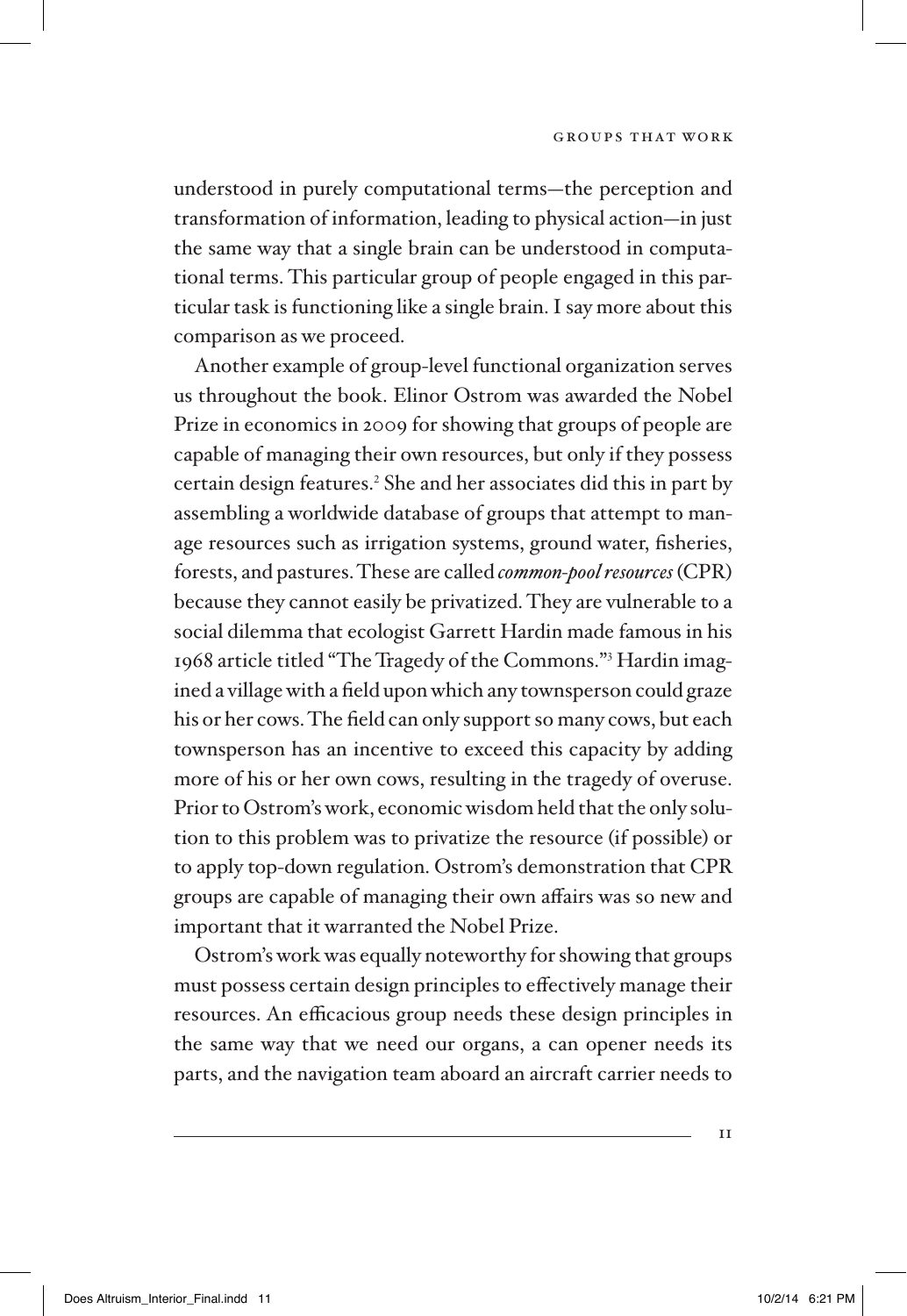understood in purely computational terms—the perception and transformation of information, leading to physical action—in just the same way that a single brain can be understood in computational terms. This particular group of people engaged in this particular task is functioning like a single brain. I say more about this comparison as we proceed.

Another example of group-level functional organization serves us throughout the book. Elinor Ostrom was awarded the Nobel Prize in economics in 2009 for showing that groups of people are capable of managing their own resources, but only if they possess certain design features.[2] She and her associates did this in part by assembling a worldwide database of groups that attempt to manage resources such as irrigation systems, ground water, fisheries, forests, and pastures. These are called *common-pool resources* (CPR) because they cannot easily be privatized. They are vulnerable to a social dilemma that ecologist Garrett Hardin made famous in his 1968 article titled "The Tragedy of the Commons."[3] Hardin imagined a village with a field upon which any townsperson could graze his or her cows. The field can only support so many cows, but each townsperson has an incentive to exceed this capacity by adding more of his or her own cows, resulting in the tragedy of overuse. Prior to Ostrom's work, economic wisdom held that the only solution to this problem was to privatize the resource (if possible) or to apply top-down regulation. Ostrom's demonstration that CPR groups are capable of managing their own affairs was so new and important that it warranted the Nobel Prize.

Ostrom's work was equally noteworthy for showing that groups must possess certain design principles to effectively manage their resources. An efficacious group needs these design principles in the same way that we need our organs, a can opener needs its parts, and the navigation team aboard an aircraft carrier needs to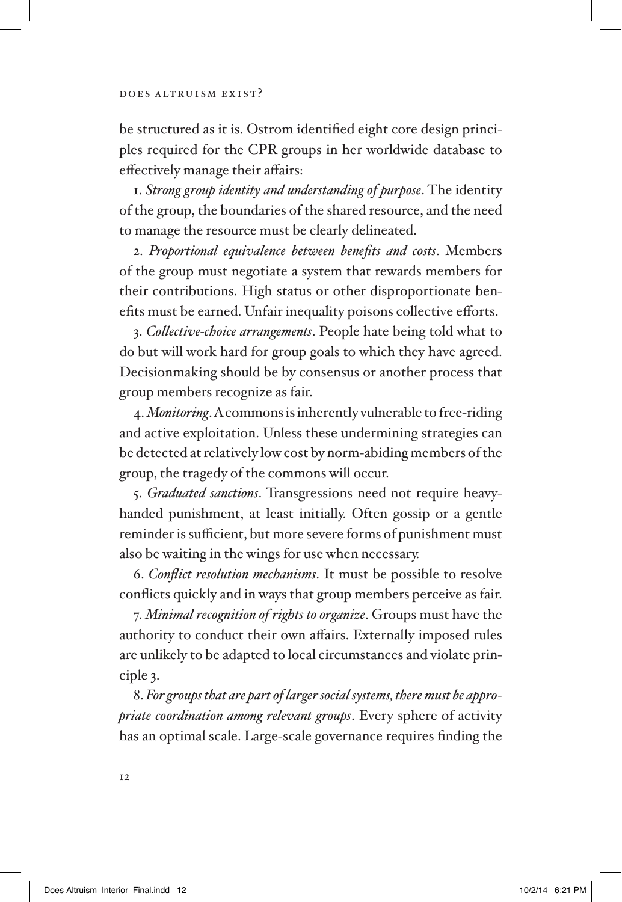be structured as it is. Ostrom identified eight core design principles required for the CPR groups in her worldwide database to effectively manage their affairs:

1. *Strong group identity and understanding of purpose*. The identity of the group, the boundaries of the shared resource, and the need to manage the resource must be clearly delineated.

2. *Proportional equivalence between benefits and costs*. Members of the group must negotiate a system that rewards members for their contributions. High status or other disproportionate benefits must be earned. Unfair inequality poisons collective efforts.

3. *Collective-choice arrangements*. People hate being told what to do but will work hard for group goals to which they have agreed. Decisionmaking should be by consensus or another process that group members recognize as fair.

4. *Monitoring*. A commons is inherently vulnerable to free-riding and active exploitation. Unless these undermining strategies can be detected at relatively low cost by norm-abiding members of the group, the tragedy of the commons will occur.

5. *Graduated sanctions*. Transgressions need not require heavy-handed punishment, at least initially. Often gossip or a gentle reminder is sufficient, but more severe forms of punishment must also be waiting in the wings for use when necessary.

6. *Conflict resolution mechanisms*. It must be possible to resolve conflicts quickly and in ways that group members perceive as fair.

7. *Minimal recognition of rights to organize*. Groups must have the authority to conduct their own affairs. Externally imposed rules are unlikely to be adapted to local circumstances and violate principle 3.

8. *For groups that are part of larger social systems, there must be appropriate coordination among relevant groups*. Every sphere of activity has an optimal scale. Large-scale governance requires finding the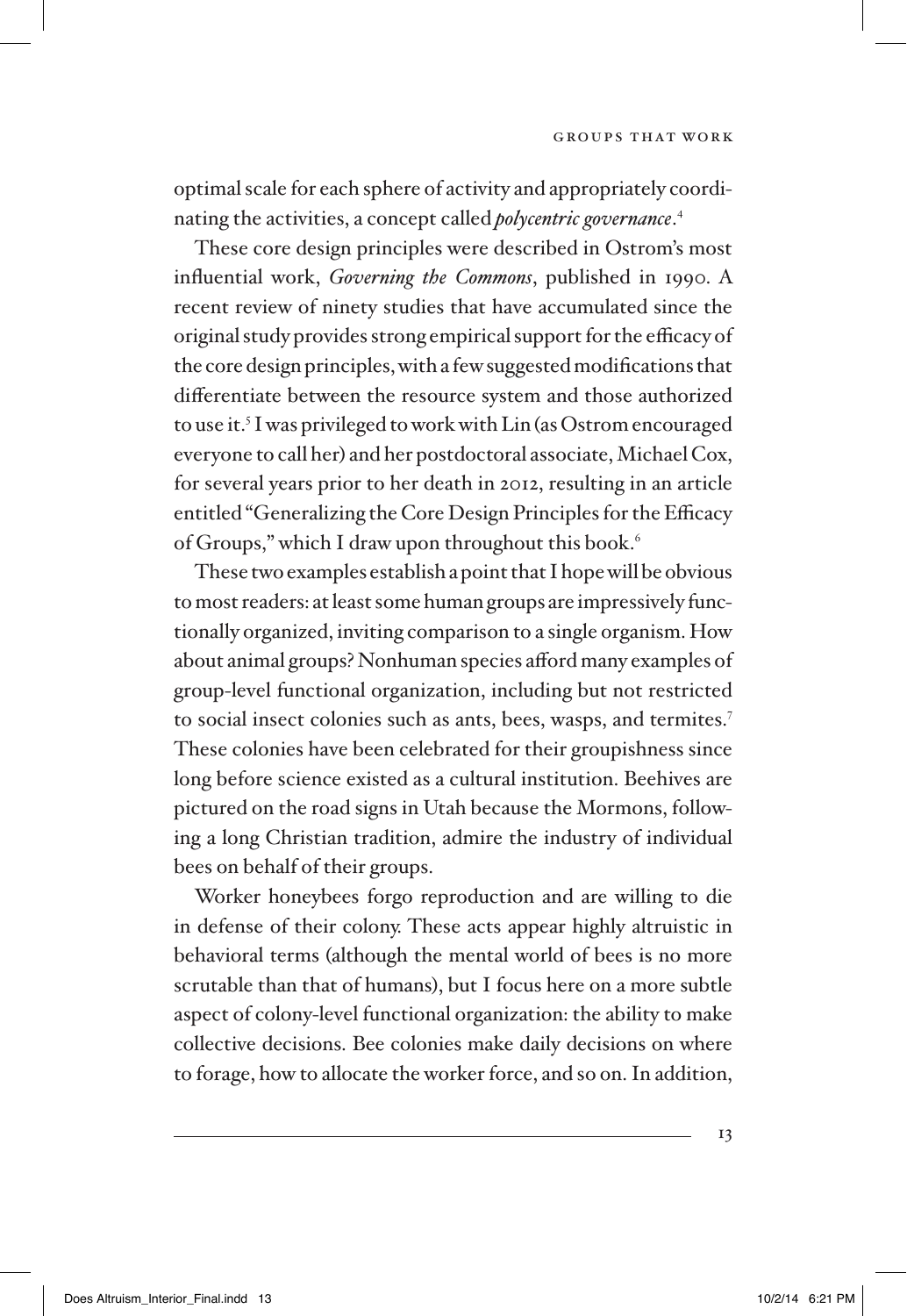optimal scale for each sphere of activity and appropriately coordinating the activities, a concept called *polycentric governance*.[4]

These core design principles were described in Ostrom's most influential work, *Governing the Commons*, published in 1990. A recent review of ninety studies that have accumulated since the original study provides strong empirical support for the efficacy of the core design principles, with a few suggested modifications that differentiate between the resource system and those authorized to use it.[5] I was privileged to work with Lin (as Ostrom encouraged everyone to call her) and her postdoctoral associate, Michael Cox, for several years prior to her death in 2012, resulting in an article entitled "Generalizing the Core Design Principles for the Efficacy of Groups," which I draw upon throughout this book.[6]

These two examples establish a point that I hope will be obvious to most readers: at least some human groups are impressively functionally organized, inviting comparison to a single organism. How about animal groups? Nonhuman species afford many examples of group-level functional organization, including but not restricted to social insect colonies such as ants, bees, wasps, and termites.[7] These colonies have been celebrated for their groupishness since long before science existed as a cultural institution. Beehives are pictured on the road signs in Utah because the Mormons, following a long Christian tradition, admire the industry of individual bees on behalf of their groups.

Worker honeybees forgo reproduction and are willing to die in defense of their colony. These acts appear highly altruistic in behavioral terms (although the mental world of bees is no more scrutable than that of humans), but I focus here on a more subtle aspect of colony-level functional organization: the ability to make collective decisions. Bee colonies make daily decisions on where to forage, how to allocate the worker force, and so on. In addition,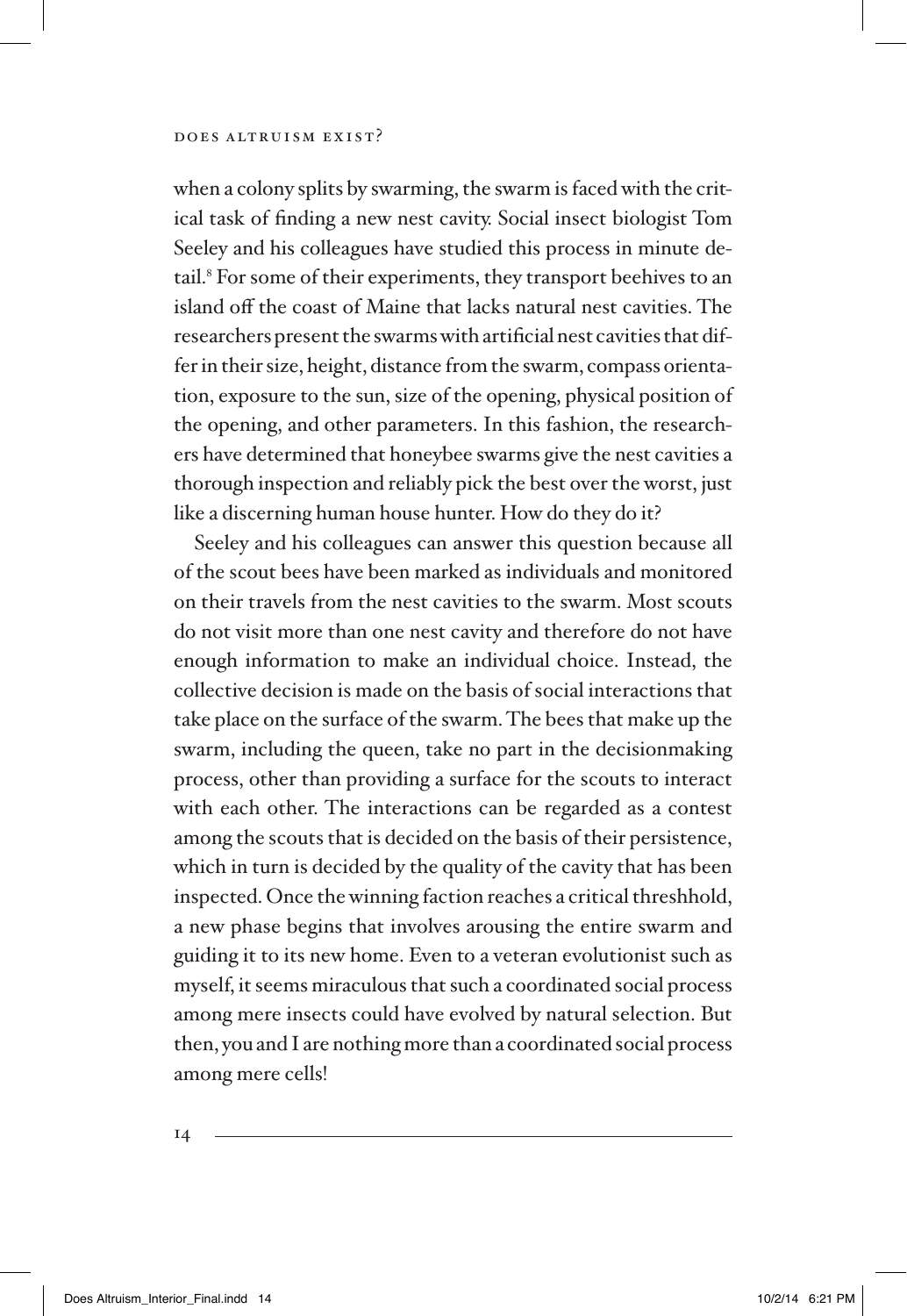when a colony splits by swarming, the swarm is faced with the critical task of finding a new nest cavity. Social insect biologist Tom Seeley and his colleagues have studied this process in minute detail.[8] For some of their experiments, they transport beehives to an island off the coast of Maine that lacks natural nest cavities. The researchers present the swarms with artificial nest cavities that differ in their size, height, distance from the swarm, compass orientation, exposure to the sun, size of the opening, physical position of the opening, and other parameters. In this fashion, the researchers have determined that honeybee swarms give the nest cavities a thorough inspection and reliably pick the best over the worst, just like a discerning human house hunter. How do they do it?

Seeley and his colleagues can answer this question because all of the scout bees have been marked as individuals and monitored on their travels from the nest cavities to the swarm. Most scouts do not visit more than one nest cavity and therefore do not have enough information to make an individual choice. Instead, the collective decision is made on the basis of social interactions that take place on the surface of the swarm. The bees that make up the swarm, including the queen, take no part in the decisionmaking process, other than providing a surface for the scouts to interact with each other. The interactions can be regarded as a contest among the scouts that is decided on the basis of their persistence, which in turn is decided by the quality of the cavity that has been inspected. Once the winning faction reaches a critical threshhold, a new phase begins that involves arousing the entire swarm and guiding it to its new home. Even to a veteran evolutionist such as myself, it seems miraculous that such a coordinated social process among mere insects could have evolved by natural selection. But then, you and I are nothing more than a coordinated social process among mere cells!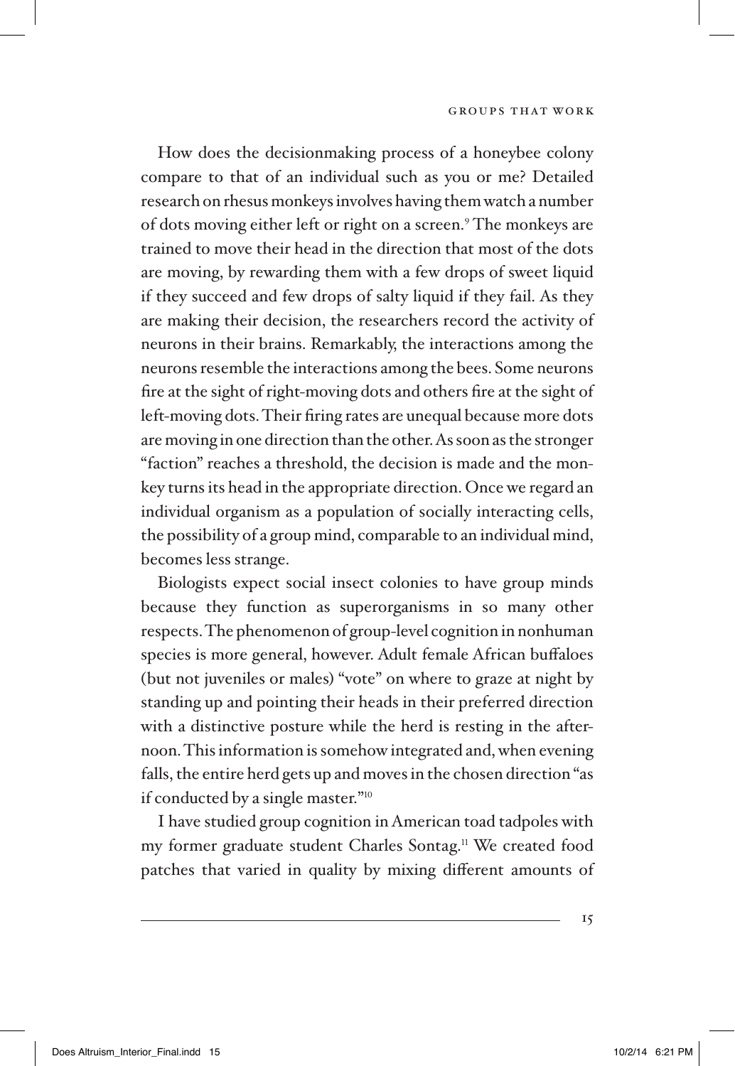How does the decisionmaking process of a honeybee colony compare to that of an individual such as you or me? Detailed research on rhesus monkeys involves having them watch a number of dots moving either left or right on a screen.[9] The monkeys are trained to move their head in the direction that most of the dots are moving, by rewarding them with a few drops of sweet liquid if they succeed and few drops of salty liquid if they fail. As they are making their decision, the researchers record the activity of neurons in their brains. Remarkably, the interactions among the neurons resemble the interactions among the bees. Some neurons fire at the sight of right-moving dots and others fire at the sight of left-moving dots. Their firing rates are unequal because more dots are moving in one direction than the other. As soon as the stronger "faction" reaches a threshold, the decision is made and the monkey turns its head in the appropriate direction. Once we regard an individual organism as a population of socially interacting cells, the possibility of a group mind, comparable to an individual mind, becomes less strange.

Biologists expect social insect colonies to have group minds because they function as superorganisms in so many other respects. The phenomenon of group-level cognition in nonhuman species is more general, however. Adult female African buffaloes (but not juveniles or males) "vote" on where to graze at night by standing up and pointing their heads in their preferred direction with a distinctive posture while the herd is resting in the afternoon. This information is somehow integrated and, when evening falls, the entire herd gets up and moves in the chosen direction "as if conducted by a single master."[10]

I have studied group cognition in American toad tadpoles with my former graduate student Charles Sontag.[11] We created food patches that varied in quality by mixing different amounts of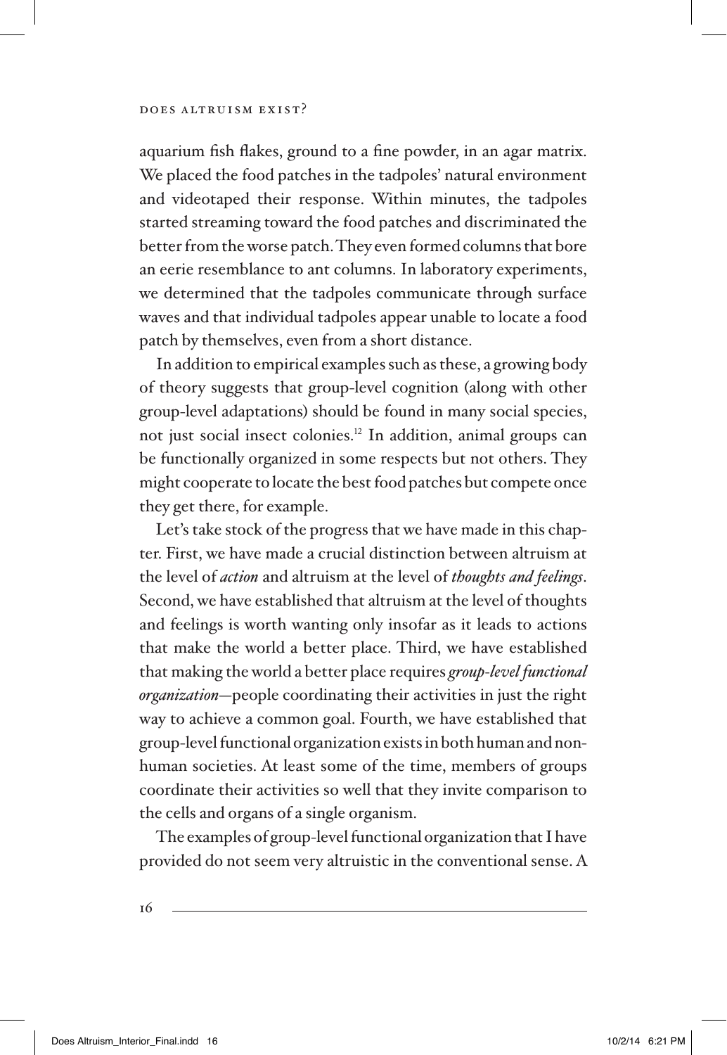aquarium fish flakes, ground to a fine powder, in an agar matrix. We placed the food patches in the tadpoles' natural environment and videotaped their response. Within minutes, the tadpoles started streaming toward the food patches and discriminated the better from the worse patch. They even formed columns that bore an eerie resemblance to ant columns. In laboratory experiments, we determined that the tadpoles communicate through surface waves and that individual tadpoles appear unable to locate a food patch by themselves, even from a short distance.

In addition to empirical examples such as these, a growing body of theory suggests that group-level cognition (along with other group-level adaptations) should be found in many social species, not just social insect colonies.[12] In addition, animal groups can be functionally organized in some respects but not others. They might cooperate to locate the best food patches but compete once they get there, for example.

Let's take stock of the progress that we have made in this chapter. First, we have made a crucial distinction between altruism at the level of *action* and altruism at the level of *thoughts and feelings*. Second, we have established that altruism at the level of thoughts and feelings is worth wanting only insofar as it leads to actions that make the world a better place. Third, we have established that making the world a better place requires *group-level functional organization*—people coordinating their activities in just the right way to achieve a common goal. Fourth, we have established that group-level functional organization exists in both human and nonhuman societies. At least some of the time, members of groups coordinate their activities so well that they invite comparison to the cells and organs of a single organism.

The examples of group-level functional organization that I have provided do not seem very altruistic in the conventional sense. A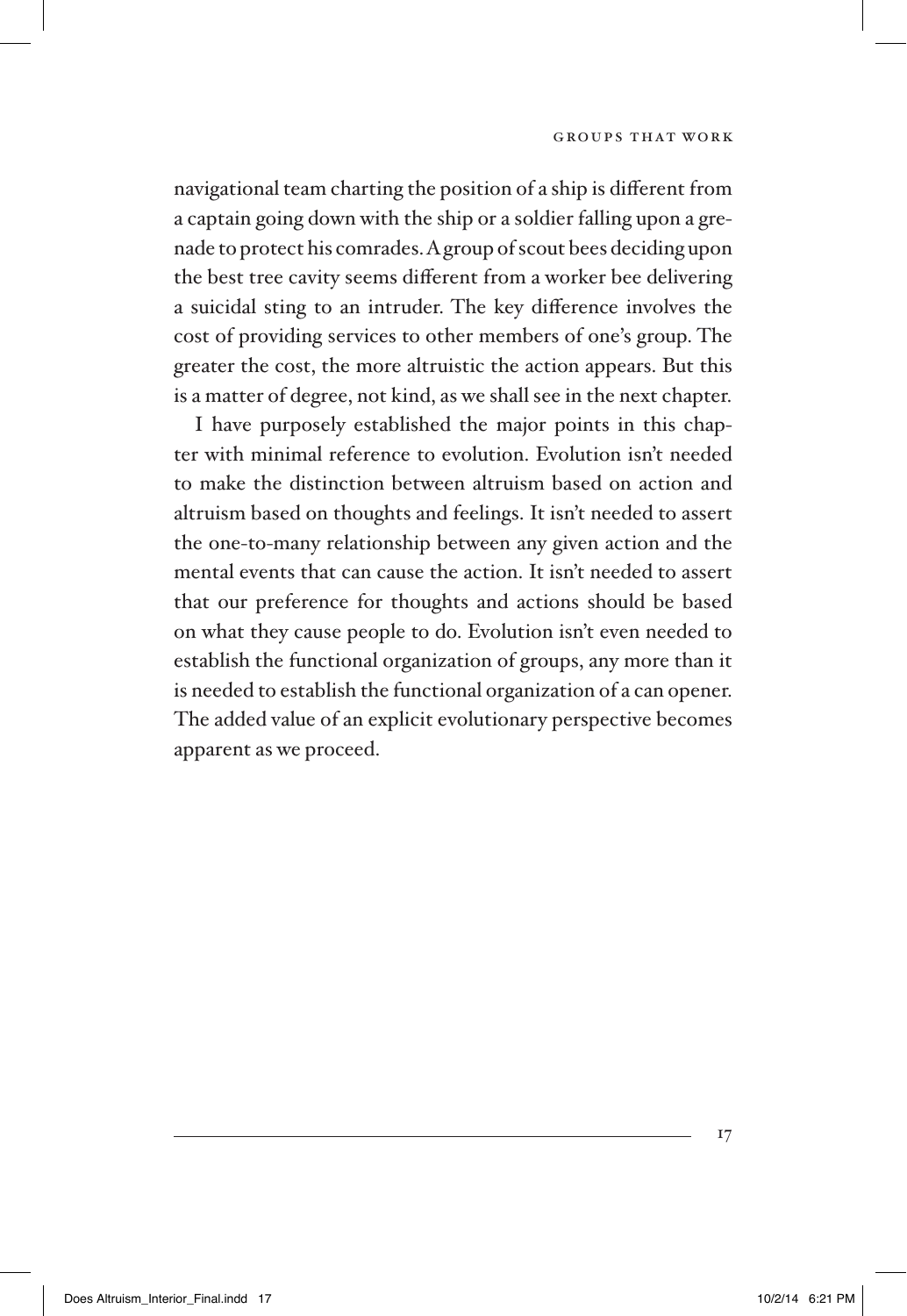navigational team charting the position of a ship is different from a captain going down with the ship or a soldier falling upon a grenade to protect his comrades. A group of scout bees deciding upon the best tree cavity seems different from a worker bee delivering a suicidal sting to an intruder. The key difference involves the cost of providing services to other members of one's group. The greater the cost, the more altruistic the action appears. But this is a matter of degree, not kind, as we shall see in the next chapter.

I have purposely established the major points in this chapter with minimal reference to evolution. Evolution isn't needed to make the distinction between altruism based on action and altruism based on thoughts and feelings. It isn't needed to assert the one-to-many relationship between any given action and the mental events that can cause the action. It isn't needed to assert that our preference for thoughts and actions should be based on what they cause people to do. Evolution isn't even needed to establish the functional organization of groups, any more than it is needed to establish the functional organization of a can opener. The added value of an explicit evolutionary perspective becomes apparent as we proceed.